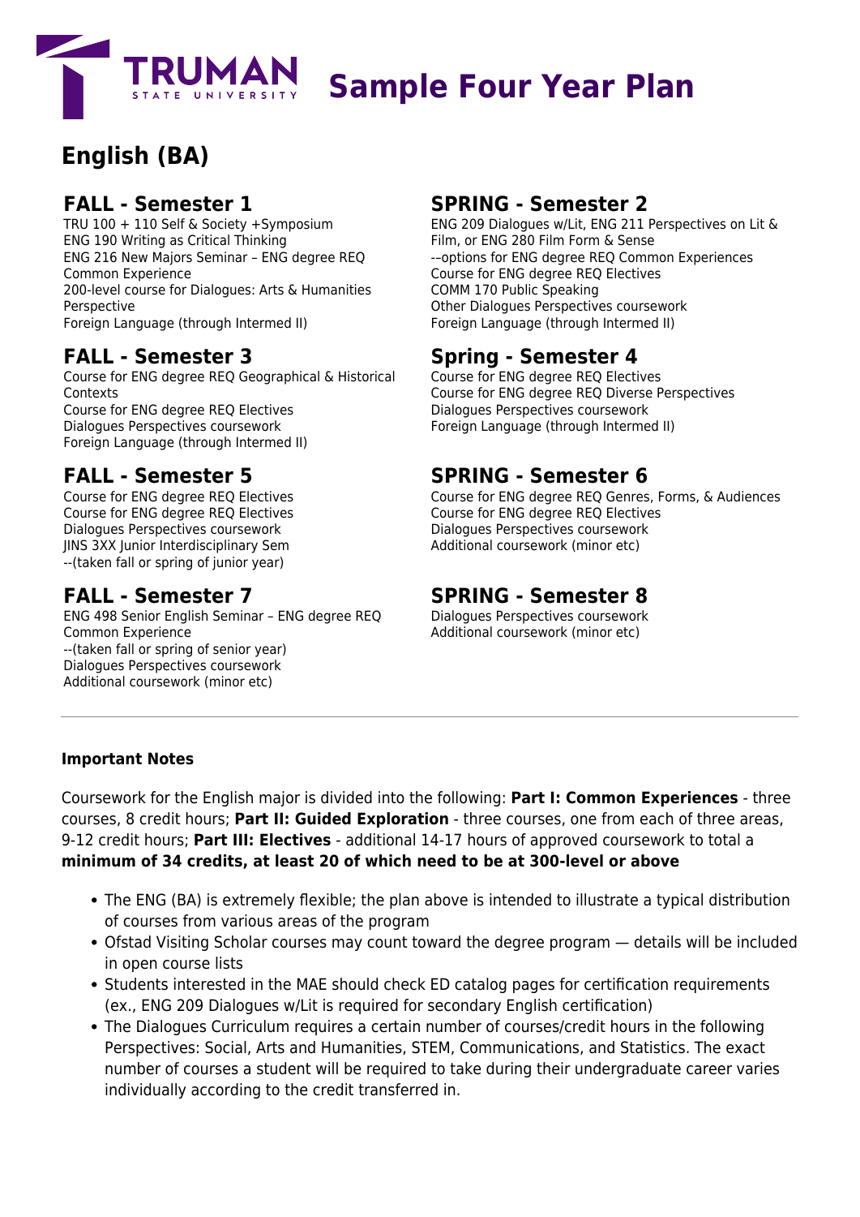# Sample Four Year Plan

## English (BA)

### FALL - Semester 1

TRU 100 + 110 Self & Society +Symposium
ENG 190 Writing as Critical Thinking
ENG 216 New Majors Seminar – ENG degree REQ Common Experience
200-level course for Dialogues: Arts & Humanities Perspective
Foreign Language (through Intermed II)

### SPRING - Semester 2

ENG 209 Dialogues w/Lit, ENG 211 Perspectives on Lit & Film, or ENG 280 Film Form & Sense
--options for ENG degree REQ Common Experiences
Course for ENG degree REQ Electives
COMM 170 Public Speaking
Other Dialogues Perspectives coursework
Foreign Language (through Intermed II)

### FALL - Semester 3

Course for ENG degree REQ Geographical & Historical Contexts
Course for ENG degree REQ Electives
Dialogues Perspectives coursework
Foreign Language (through Intermed II)

### Spring - Semester 4

Course for ENG degree REQ Electives
Course for ENG degree REQ Diverse Perspectives
Dialogues Perspectives coursework
Foreign Language (through Intermed II)

### FALL - Semester 5

Course for ENG degree REQ Electives
Course for ENG degree REQ Electives
Dialogues Perspectives coursework
JINS 3XX Junior Interdisciplinary Sem
--(taken fall or spring of junior year)

### SPRING - Semester 6

Course for ENG degree REQ Genres, Forms, & Audiences
Course for ENG degree REQ Electives
Dialogues Perspectives coursework
Additional coursework (minor etc)

### FALL - Semester 7

ENG 498 Senior English Seminar – ENG degree REQ Common Experience
--(taken fall or spring of senior year)
Dialogues Perspectives coursework
Additional coursework (minor etc)

### SPRING - Semester 8

Dialogues Perspectives coursework
Additional coursework (minor etc)

---

**Important Notes**

Coursework for the English major is divided into the following: **Part I: Common Experiences** - three courses, 8 credit hours; **Part II: Guided Exploration** - three courses, one from each of three areas, 9-12 credit hours; **Part III: Electives** - additional 14-17 hours of approved coursework to total a **minimum of 34 credits, at least 20 of which need to be at 300-level or above**

- The ENG (BA) is extremely flexible; the plan above is intended to illustrate a typical distribution of courses from various areas of the program
- Ofstad Visiting Scholar courses may count toward the degree program — details will be included in open course lists
- Students interested in the MAE should check ED catalog pages for certification requirements (ex., ENG 209 Dialogues w/Lit is required for secondary English certification)
- The Dialogues Curriculum requires a certain number of courses/credit hours in the following Perspectives: Social, Arts and Humanities, STEM, Communications, and Statistics. The exact number of courses a student will be required to take during their undergraduate career varies individually according to the credit transferred in.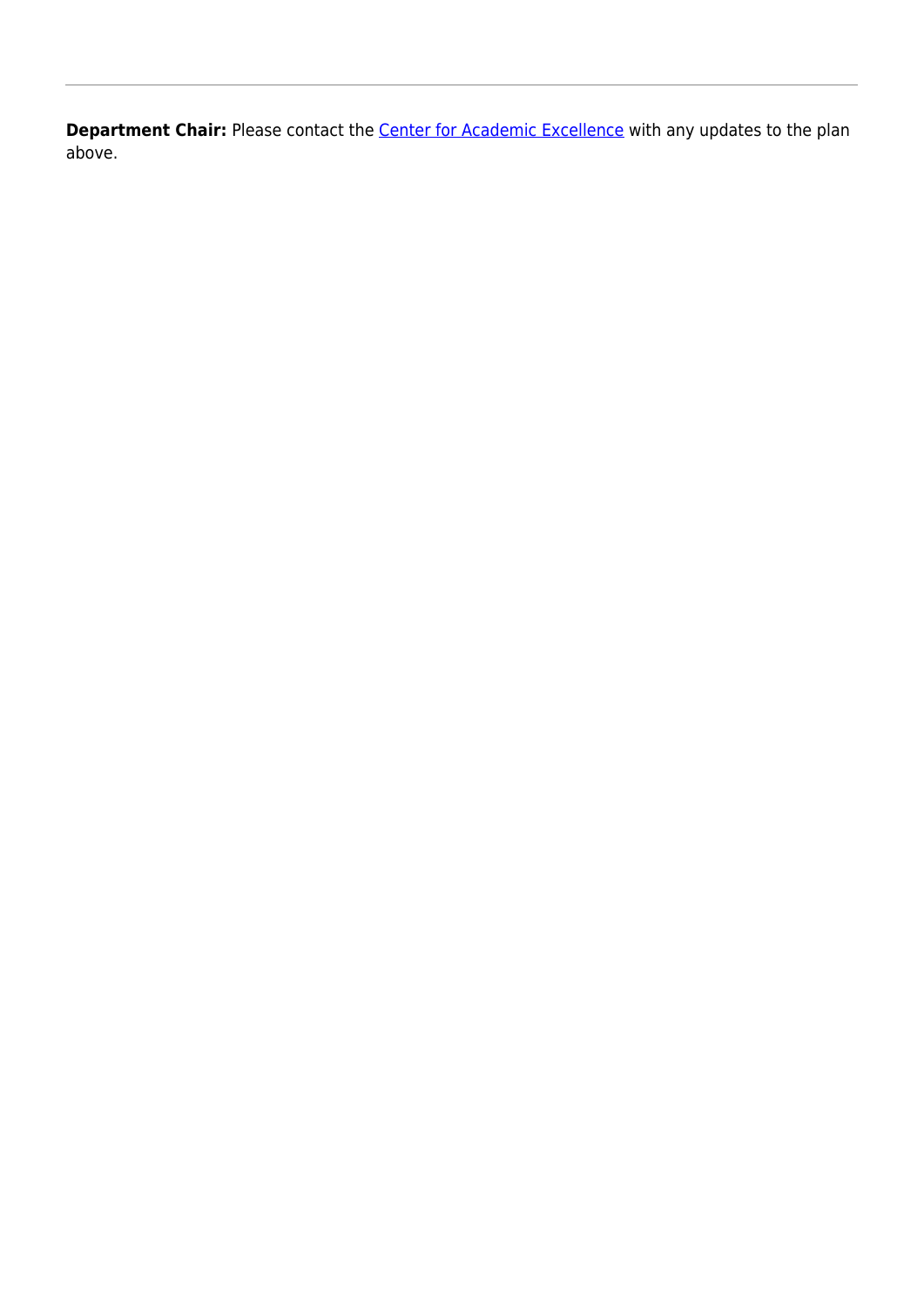---

**Department Chair:** Please contact the Center for Academic Excellence with any updates to the plan above.